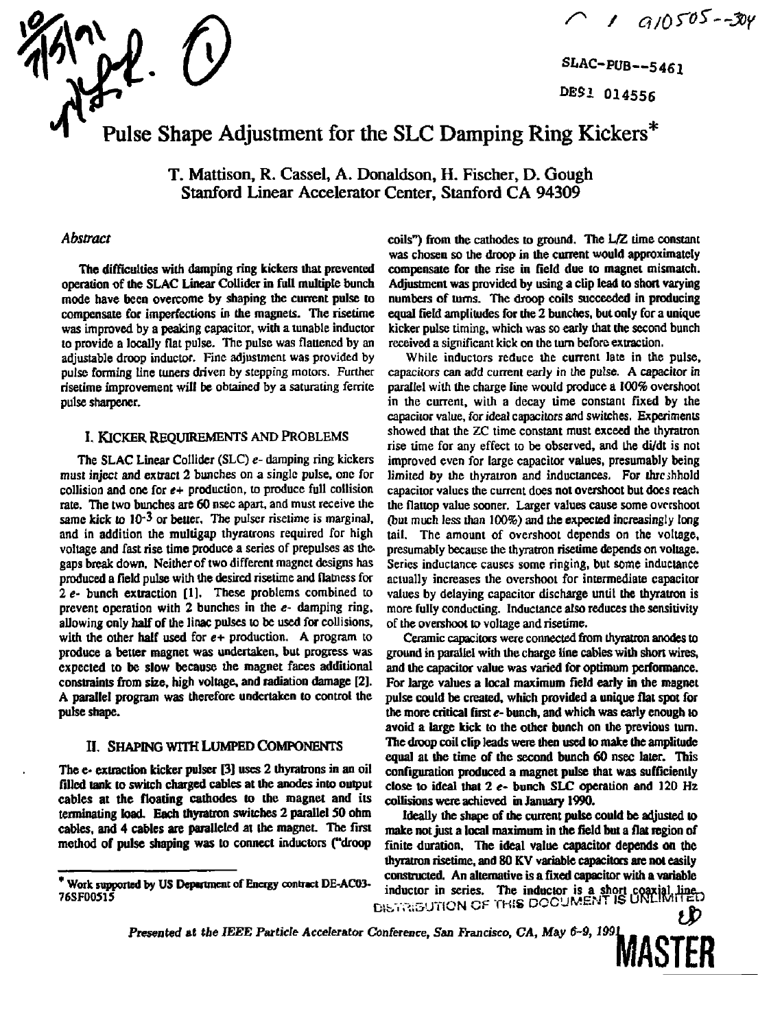SLAC-PUB--5461

DE91 014556

# Pulse Shape Adjustment for the SLC Damping Ring Kickers*

T. Mattison, R. Cassel, A. Donaldson, H. Fischer, D. Gough
Stanford Linear Accelerator Center, Stanford CA 94309

### *Abstract*

The difficulties with damping ring kickers that prevented operation of the SLAC Linear Collider in full multiple bunch mode have been overcome by shaping the current pulse to compensate for imperfections in the magnets. The risetime was improved by a peaking capacitor, with a tunable inductor to provide a locally flat pulse. The pulse was flattened by an adjustable droop inductor. Fine adjustment was provided by pulse forming line tuners driven by stepping motors. Further risetime improvement will be obtained by a saturating ferrite pulse sharpener.

## I. Kicker Requirements and Problems

The SLAC Linear Collider (SLC) $e-$ damping ring kickers must inject and extract 2 bunches on a single pulse, one for collision and one for $e+$ production, to produce full collision rate. The two bunches are 60 nsec apart, and must receive the same kick to $10^{-3}$ or better. The pulser risetime is marginal, and in addition the multigap thyratrons required for high voltage and fast rise time produce a series of prepulses as the gaps break down. Neither of two different magnet designs has produced a field pulse with the desired risetime and flatness for 2 $e-$ bunch extraction [1]. These problems combined to prevent operation with 2 bunches in the $e-$ damping ring, allowing only half of the linac pulses to be used for collisions, with the other half used for $e+$ production. A program to produce a better magnet was undertaken, but progress was expected to be slow because the magnet faces additional constraints from size, high voltage, and radiation damage [2]. A parallel program was therefore undertaken to control the pulse shape.

## II. Shaping with Lumped Components

The $e-$ extraction kicker pulser [3] uses 2 thyratrons in an oil filled tank to switch charged cables at the anodes into output cables at the floating cathodes to the magnet and its terminating load. Each thyratron switches 2 parallel 50 ohm cables, and 4 cables are paralleled at the magnet. The first method of pulse shaping was to connect inductors ("droop coils") from the cathodes to ground. The L/Z time constant was chosen so the droop in the current would approximately compensate for the rise in field due to magnet mismatch. Adjustment was provided by using a clip lead to short varying numbers of turns. The droop coils succeeded in producing equal field amplitudes for the 2 bunches, but only for a unique kicker pulse timing, which was so early that the second bunch received a significant kick on the turn before extraction.

While inductors reduce the current late in the pulse, capacitors can add current early in the pulse. A capacitor in parallel with the charge line would produce a 100% overshoot in the current, with a decay time constant fixed by the capacitor value, for ideal capacitors and switches. Experiments showed that the ZC time constant must exceed the thyratron rise time for any effect to be observed, and the di/dt is not improved even for large capacitor values, presumably being limited by the thyratron and inductances. For threshhold capacitor values the current does not overshoot but does reach the flattop value sooner. Larger values cause some overshoot (but much less than 100%) and the expected increasingly long tail. The amount of overshoot depends on the voltage, presumably because the thyratron risetime depends on voltage. Series inductance causes some ringing, but some inductance actually increases the overshoot for intermediate capacitor values by delaying capacitor discharge until the thyratron is more fully conducting. Inductance also reduces the sensitivity of the overshoot to voltage and risetime.

Ceramic capacitors were connected from thyratron anodes to ground in parallel with the charge line cables with short wires, and the capacitor value was varied for optimum performance. For large values a local maximum field early in the magnet pulse could be created, which provided a unique flat spot for the more critical first $e-$ bunch, and which was early enough to avoid a large kick to the other bunch on the previous turn. The droop coil clip leads were then used to make the amplitude equal at the time of the second bunch 60 nsec later. This configuration produced a magnet pulse that was sufficiently close to ideal that 2 $e-$ bunch SLC operation and 120 Hz collisions were achieved in January 1990.

Ideally the shape of the current pulse could be adjusted to make not just a local maximum in the field but a flat region of finite duration. The ideal value capacitor depends on the thyratron risetime, and 80 KV variable capacitors are not easily constructed. An alternative is a fixed capacitor with a variable inductor in series. The inductor is a short coaxial line,

* Work supported by US Department of Energy contract DE-AC03-76SF00515

*Presented at the IEEE Particle Accelerator Conference, San Francisco, CA, May 6-9, 1991*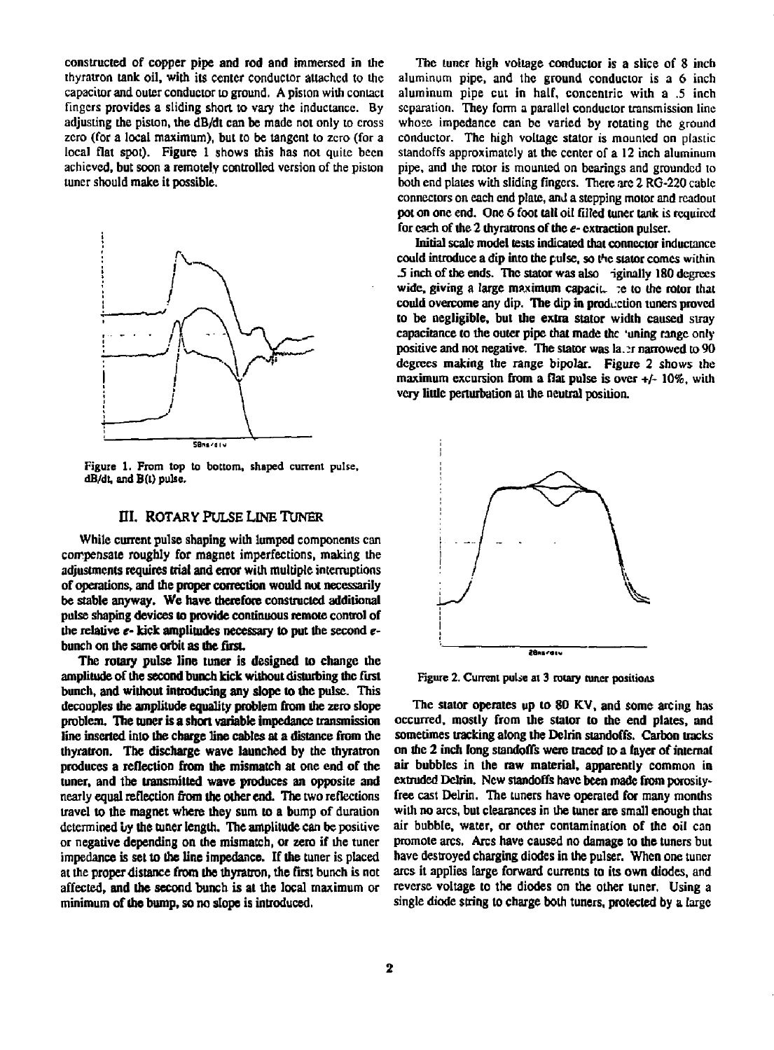constructed of copper pipe and rod and immersed in the thyratron tank oil, with its center conductor attached to the capacitor and outer conductor to ground. A piston with contact fingers provides a sliding short to vary the inductance. By adjusting the piston, the dB/dt can be made not only to cross zero (for a local maximum), but to be tangent to zero (for a local flat spot). Figure 1 shows this has not quite been achieved, but soon a remotely controlled version of the piston tuner should make it possible.

Figure 1. From top to bottom, shaped current pulse, dB/dt, and B(t) pulse.

## III. ROTARY PULSE LINE TUNER

While current pulse shaping with lumped components can compensate roughly for magnet imperfections, making the adjustments requires trial and error with multiple interruptions of operations, and the proper correction would not necessarily be stable anyway. We have therefore constructed additional pulse shaping devices to provide continuous remote control of the relative *e-* kick amplitudes necessary to put the second *e-* bunch on the same orbit as the first.

The rotary pulse line tuner is designed to change the amplitude of the second bunch kick without disturbing the first bunch, and without introducing any slope to the pulse. This decouples the amplitude equality problem from the zero slope problem. The tuner is a short variable impedance transmission line inserted into the charge line cables at a distance from the thyratron. The discharge wave launched by the thyratron produces a reflection from the mismatch at one end of the tuner, and the transmitted wave produces an opposite and nearly equal reflection from the other end. The two reflections travel to the magnet where they sum to a bump of duration determined by the tuner length. The amplitude can be positive or negative depending on the mismatch, or zero if the tuner impedance is set to the line impedance. If the tuner is placed at the proper distance from the thyratron, the first bunch is not affected, and the second bunch is at the local maximum or minimum of the bump, so no slope is introduced.

The tuner high voltage conductor is a slice of 8 inch aluminum pipe, and the ground conductor is a 6 inch aluminum pipe cut in half, concentric with a .5 inch separation. They form a parallel conductor transmission line whose impedance can be varied by rotating the ground conductor. The high voltage stator is mounted on plastic standoffs approximately at the center of a 12 inch aluminum pipe, and the rotor is mounted on bearings and grounded to both end plates with sliding fingers. There are 2 RG-220 cable connectors on each end plate, and a stepping motor and readout pot on one end. One 6 foot tall oil filled tuner tank is required for each of the 2 thyratrons of the *e-* extraction pulser.

Initial scale model tests indicated that connector inductance could introduce a dip into the pulse, so the stator comes within .5 inch of the ends. The stator was also originally 180 degrees wide, giving a large maximum capacitance to the rotor that could overcome any dip. The dip in production tuners proved to be negligible, but the extra stator width caused stray capacitance to the outer pipe that made the tuning range only positive and not negative. The stator was later narrowed to 90 degrees making the range bipolar. Figure 2 shows the maximum excursion from a flat pulse is over +/- 10%, with very little perturbation at the neutral position.

Figure 2. Current pulse at 3 rotary tuner positions

The stator operates up to 80 KV, and some arcing has occurred, mostly from the stator to the end plates, and sometimes tracking along the Delrin standoffs. Carbon tracks on the 2 inch long standoffs were traced to a layer of internal air bubbles in the raw material, apparently common in extruded Delrin. New standoffs have been made from porosity-free cast Delrin. The tuners have operated for many months with no arcs, but clearances in the tuner are small enough that air bubble, water, or other contamination of the oil can promote arcs. Arcs have caused no damage to the tuners but have destroyed charging diodes in the pulser. When one tuner arcs it applies large forward currents to its own diodes, and reverse voltage to the diodes on the other tuner. Using a single diode string to charge both tuners, protected by a large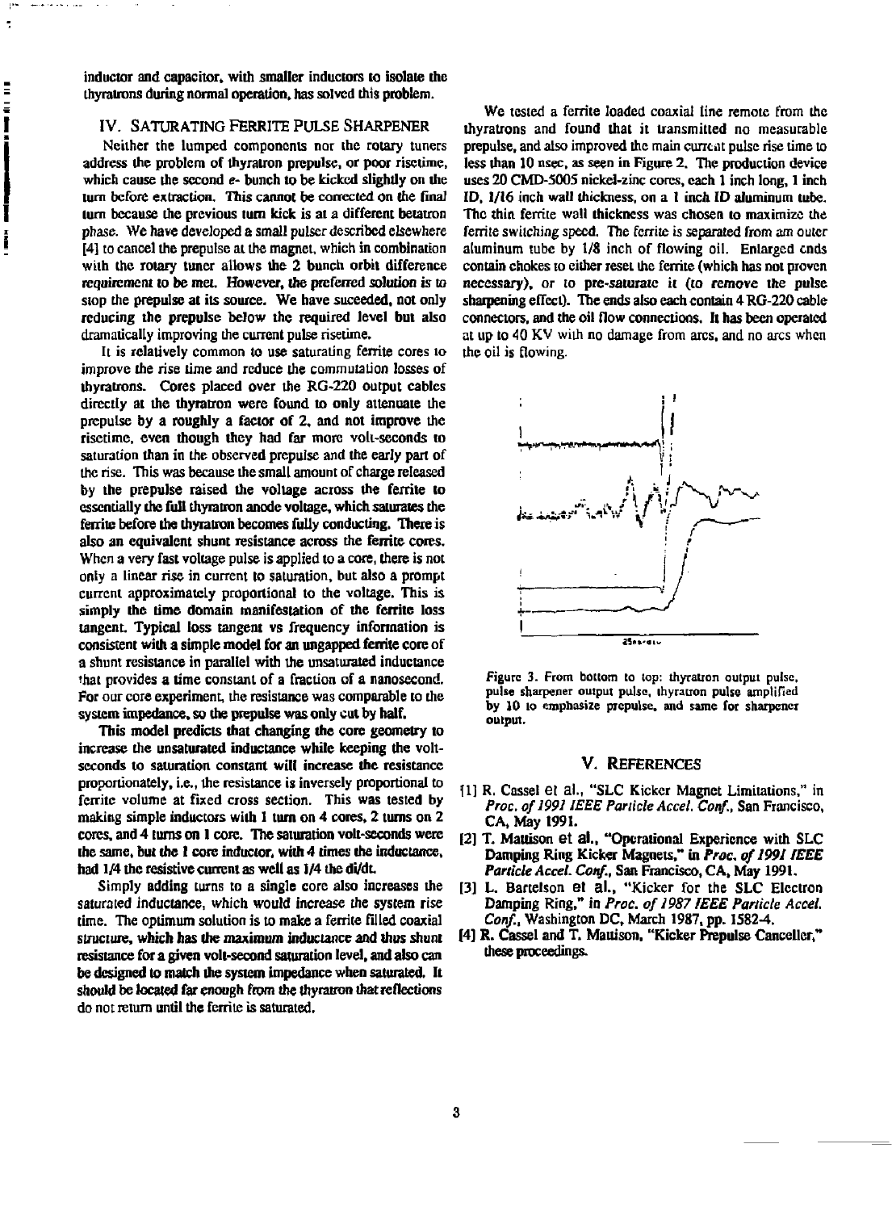inductor and capacitor, with smaller inductors to isolate the thyratrons during normal operation, has solved this problem.

## IV. SATURATING FERRITE PULSE SHARPENER

Neither the lumped components nor the rotary tuners address the problem of thyratron prepulse, or poor risetime, which cause the second e- bunch to be kicked slightly on the turn before extraction. This cannot be corrected on the final turn because the previous turn kick is at a different betatron phase. We have developed a small pulser described elsewhere [4] to cancel the prepulse at the magnet, which in combination with the rotary tuner allows the 2 bunch orbit difference requirement to be met. However, the preferred solution is to stop the prepulse at its source. We have suceeded, not only reducing the prepulse below the required level but also dramatically improving the current pulse risetime.

It is relatively common to use saturating ferrite cores to improve the rise time and reduce the commutation losses of thyratrons. Cores placed over the RG-220 output cables directly at the thyratron were found to only attenuate the prepulse by a roughly a factor of 2, and not improve the risetime, even though they had far more volt-seconds to saturation than in the observed prepulse and the early part of the rise. This was because the small amount of charge released by the prepulse raised the voltage across the ferrite to essentially the full thyratron anode voltage, which saturates the ferrite before the thyratron becomes fully conducting. There is also an equivalent shunt resistance across the ferrite cores. When a very fast voltage pulse is applied to a core, there is not only a linear rise in current to saturation, but also a prompt current approximately proportional to the voltage. This is simply the time domain manifestation of the ferrite loss tangent. Typical loss tangent vs frequency information is consistent with a simple model for an ungapped ferrite core of a shunt resistance in parallel with the unsaturated inductance that provides a time constant of a fraction of a nanosecond. For our core experiment, the resistance was comparable to the system impedance, so the prepulse was only cut by half.

This model predicts that changing the core geometry to increase the unsaturated inductance while keeping the volt-seconds to saturation constant will increase the resistance proportionately, i.e., the resistance is inversely proportional to ferrite volume at fixed cross section. This was tested by making simple inductors with 1 turn on 4 cores, 2 turns on 2 cores, and 4 turns on 1 core. The saturation volt-seconds were the same, but the 1 core inductor, with 4 times the inductance, had 1/4 the resistive current as well as 1/4 the di/dt.

Simply adding turns to a single core also increases the saturated inductance, which would increase the system rise time. The optimum solution is to make a ferrite filled coaxial structure, which has the maximum inductance and thus shunt resistance for a given volt-second saturation level, and also can be designed to match the system impedance when saturated. It should be located far enough from the thyratron that reflections do not return until the ferrite is saturated.

We tested a ferrite loaded coaxial line remote from the thyratrons and found that it transmitted no measurable prepulse, and also improved the main current pulse rise time to less than 10 nsec, as seen in Figure 2. The production device uses 20 CMD-5005 nickel-zinc cores, each 1 inch long, 1 inch ID, 1/16 inch wall thickness, on a 1 inch ID aluminum tube. The thin ferrite wall thickness was chosen to maximize the ferrite switching speed. The ferrite is separated from am outer aluminum tube by 1/8 inch of flowing oil. Enlarged ends contain chokes to either reset the ferrite (which has not proven necessary), or to pre-saturate it (to remove the pulse sharpening effect). The ends also each contain 4 RG-220 cable connectors, and the oil flow connections. It has been operated at up to 40 KV with no damage from arcs, and no arcs when the oil is flowing.

Figure 3. From bottom to top: thyratron output pulse, pulse sharpener output pulse, thyratron pulse amplified by 10 to emphasize prepulse, and same for sharpener output.

## V. REFERENCES

[1] R. Cassel et al., "SLC Kicker Magnet Limitations," in *Proc. of 1991 IEEE Particle Accel. Conf.*, San Francisco, CA, May 1991.

[2] T. Mattison et al., "Operational Experience with SLC Damping Ring Kicker Magnets," in *Proc. of 1991 IEEE Particle Accel. Conf.*, San Francisco, CA, May 1991.

[3] L. Bartelson et al., "Kicker for the SLC Electron Damping Ring," in *Proc. of 1987 IEEE Particle Accel. Conf.*, Washington DC, March 1987, pp. 1582-4.

[4] R. Cassel and T. Mattison, "Kicker Prepulse Canceller," these proceedings.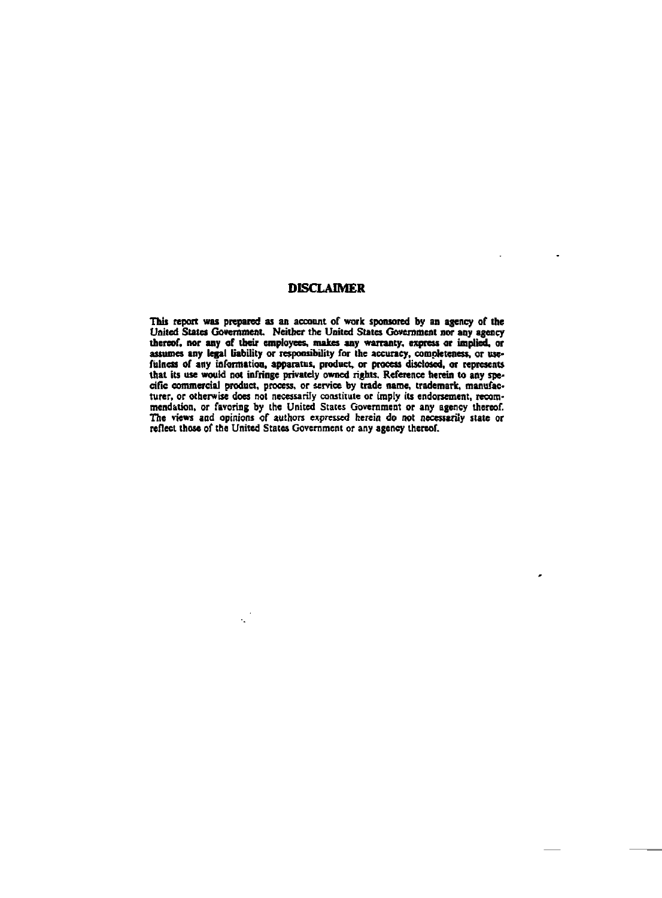## DISCLAIMER

This report was prepared as an account of work sponsored by an agency of the United States Government. Neither the United States Government nor any agency thereof, nor any of their employees, makes any warranty, express or implied, or assumes any legal liability or responsibility for the accuracy, completeness, or usefulness of any information, apparatus, product, or process disclosed, or represents that its use would not infringe privately owned rights. Reference herein to any specific commercial product, process, or service by trade name, trademark, manufacturer, or otherwise does not necessarily constitute or imply its endorsement, recommendation, or favoring by the United States Government or any agency thereof. The views and opinions of authors expressed herein do not necessarily state or reflect those of the United States Government or any agency thereof.